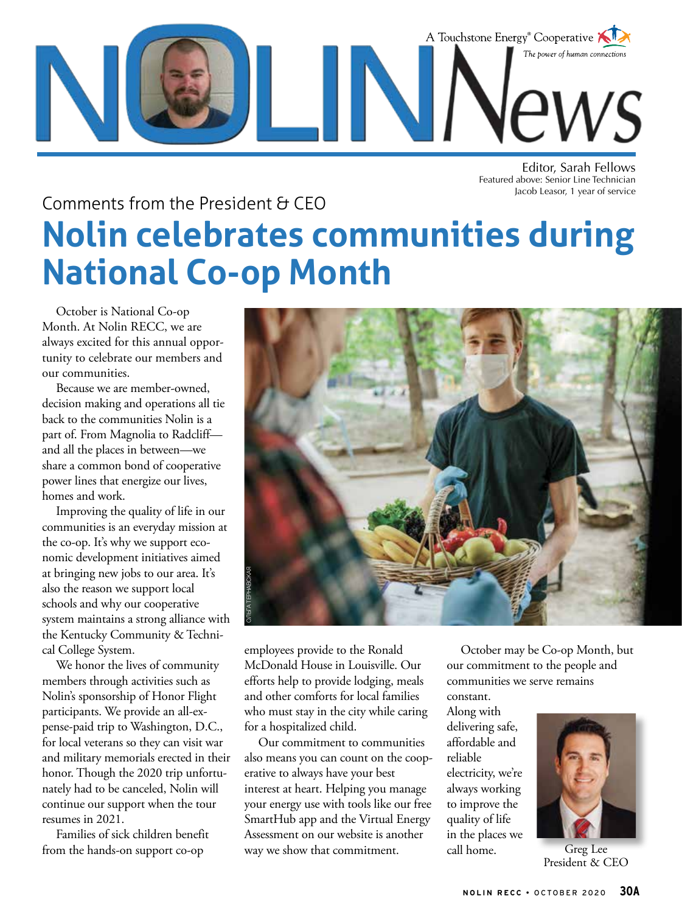# NOLIN News

A Touchstone Energy® Cooperative
*The power of human connections*

Editor, Sarah Fellows
Featured above: Senior Line Technician Jacob Leasor, 1 year of service

Comments from the President & CEO

## Nolin celebrates communities during National Co-op Month

October is National Co-op Month. At Nolin RECC, we are always excited for this annual opportunity to celebrate our members and our communities.

Because we are member-owned, decision making and operations all tie back to the communities Nolin is a part of. From Magnolia to Radcliff—and all the places in between—we share a common bond of cooperative power lines that energize our lives, homes and work.

Improving the quality of life in our communities is an everyday mission at the co-op. It's why we support economic development initiatives aimed at bringing new jobs to our area. It's also the reason we support local schools and why our cooperative system maintains a strong alliance with the Kentucky Community & Technical College System.

We honor the lives of community members through activities such as Nolin's sponsorship of Honor Flight participants. We provide an all-expense-paid trip to Washington, D.C., for local veterans so they can visit war and military memorials erected in their honor. Though the 2020 trip unfortunately had to be canceled, Nolin will continue our support when the tour resumes in 2021.

Families of sick children benefit from the hands-on support co-op employees provide to the Ronald McDonald House in Louisville. Our efforts help to provide lodging, meals and other comforts for local families who must stay in the city while caring for a hospitalized child.

Our commitment to communities also means you can count on the cooperative to always have your best interest at heart. Helping you manage your energy use with tools like our free SmartHub app and the Virtual Energy Assessment on our website is another way we show that commitment.

October may be Co-op Month, but our commitment to the people and communities we serve remains constant. Along with delivering safe, affordable and reliable electricity, we're always working to improve the quality of life in the places we call home.

Greg Lee
President & CEO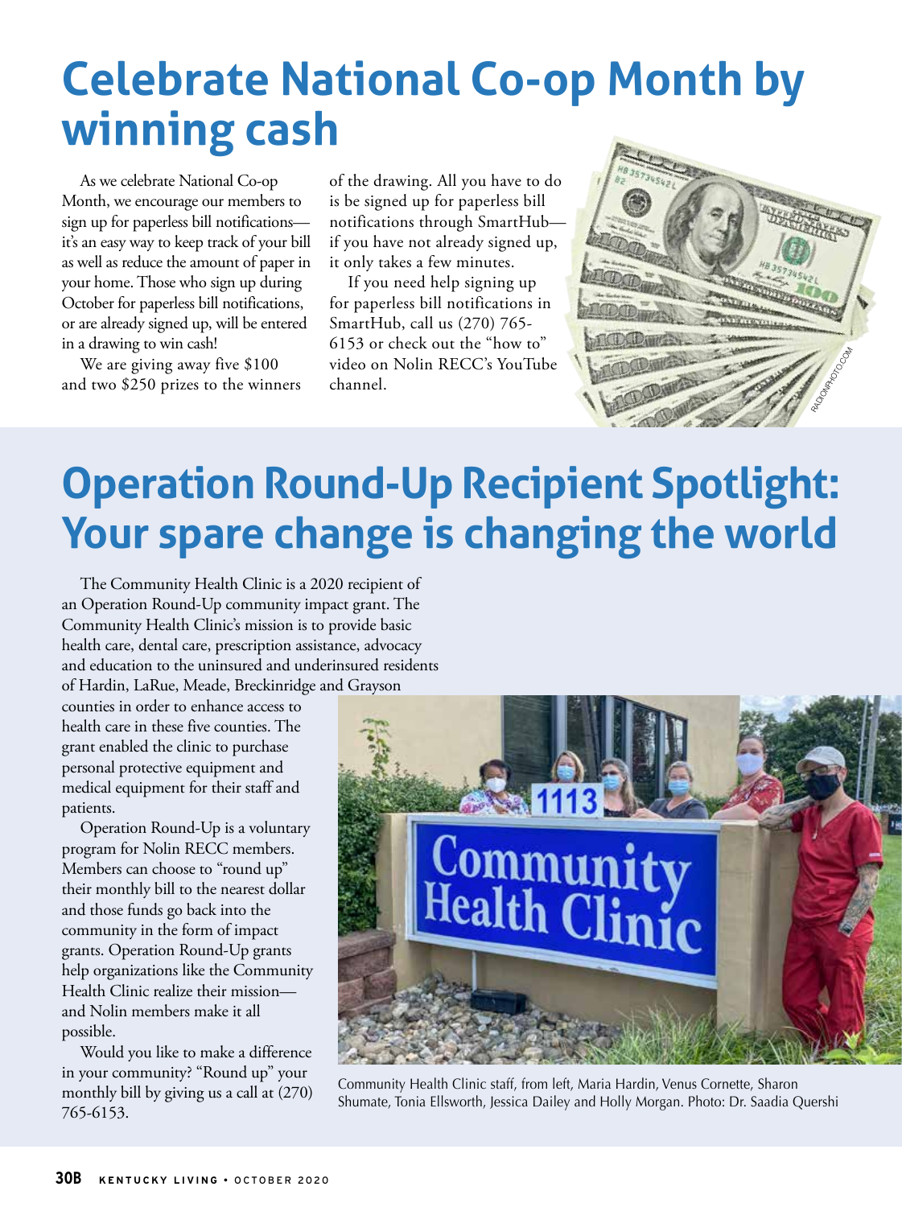# Celebrate National Co-op Month by winning cash

As we celebrate National Co-op Month, we encourage our members to sign up for paperless bill notifications—it's an easy way to keep track of your bill as well as reduce the amount of paper in your home. Those who sign up during October for paperless bill notifications, or are already signed up, will be entered in a drawing to win cash!

We are giving away five $100 and two $250 prizes to the winners of the drawing. All you have to do is be signed up for paperless bill notifications through SmartHub—if you have not already signed up, it only takes a few minutes.

If you need help signing up for paperless bill notifications in SmartHub, call us (270) 765-6153 or check out the "how to" video on Nolin RECC's YouTube channel.

RADIONPHOTO.COM

# Operation Round-Up Recipient Spotlight: Your spare change is changing the world

The Community Health Clinic is a 2020 recipient of an Operation Round-Up community impact grant. The Community Health Clinic's mission is to provide basic health care, dental care, prescription assistance, advocacy and education to the uninsured and underinsured residents of Hardin, LaRue, Meade, Breckinridge and Grayson counties in order to enhance access to health care in these five counties. The grant enabled the clinic to purchase personal protective equipment and medical equipment for their staff and patients.

Operation Round-Up is a voluntary program for Nolin RECC members. Members can choose to "round up" their monthly bill to the nearest dollar and those funds go back into the community in the form of impact grants. Operation Round-Up grants help organizations like the Community Health Clinic realize their mission—and Nolin members make it all possible.

Would you like to make a difference in your community? "Round up" your monthly bill by giving us a call at (270) 765-6153.

Community Health Clinic staff, from left, Maria Hardin, Venus Cornette, Sharon Shumate, Tonia Ellsworth, Jessica Dailey and Holly Morgan. Photo: Dr. Saadia Quershi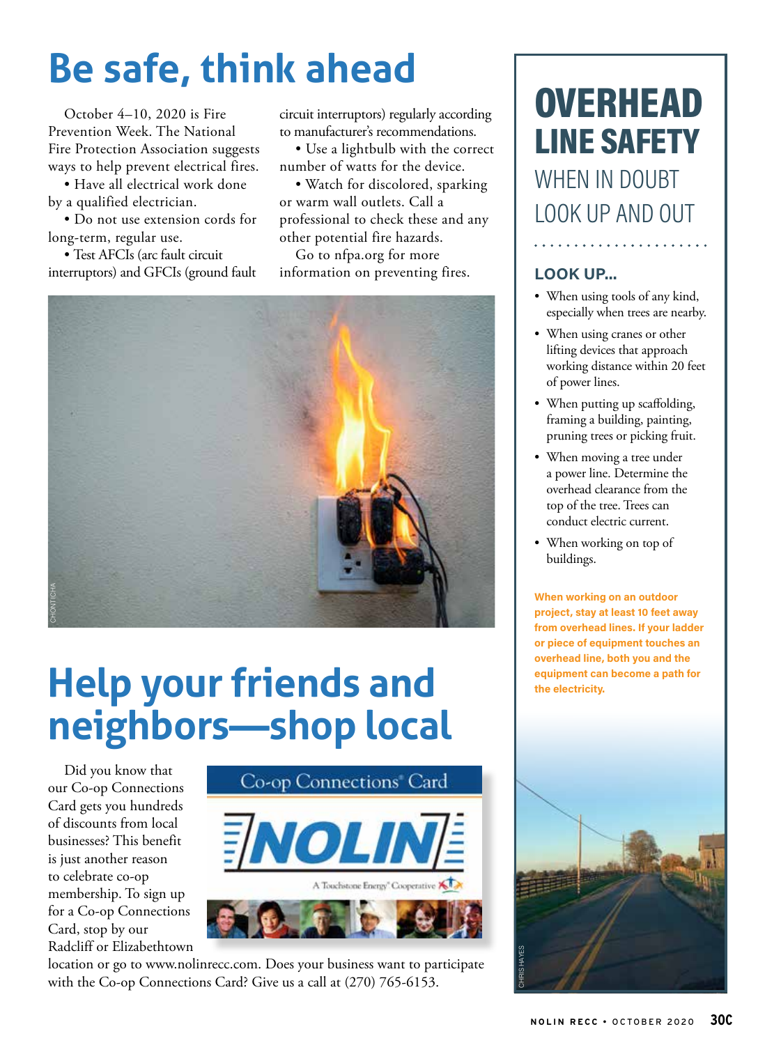# Be safe, think ahead

October 4–10, 2020 is Fire Prevention Week. The National Fire Protection Association suggests ways to help prevent electrical fires.

- Have all electrical work done by a qualified electrician.
- Do not use extension cords for long-term, regular use.
- Test AFCIs (arc fault circuit interruptors) and GFCIs (ground fault circuit interruptors) regularly according to manufacturer's recommendations.
- Use a lightbulb with the correct number of watts for the device.
- Watch for discolored, sparking or warm wall outlets. Call a professional to check these and any other potential fire hazards.

Go to nfpa.org for more information on preventing fires.

CHONTICHA

# Help your friends and neighbors—shop local

Did you know that our Co-op Connections Card gets you hundreds of discounts from local businesses? This benefit is just another reason to celebrate co-op membership. To sign up for a Co-op Connections Card, stop by our Radcliff or Elizabethtown location or go to www.nolinrecc.com. Does your business want to participate with the Co-op Connections Card? Give us a call at (270) 765-6153.

# OVERHEAD LINE SAFETY

## WHEN IN DOUBT LOOK UP AND OUT

### LOOK UP...

- When using tools of any kind, especially when trees are nearby.
- When using cranes or other lifting devices that approach working distance within 20 feet of power lines.
- When putting up scaffolding, framing a building, painting, pruning trees or picking fruit.
- When moving a tree under a power line. Determine the overhead clearance from the top of the tree. Trees can conduct electric current.
- When working on top of buildings.

**When working on an outdoor project, stay at least 10 feet away from overhead lines. If your ladder or piece of equipment touches an overhead line, both you and the equipment can become a path for the electricity.**

CHRIS HAYES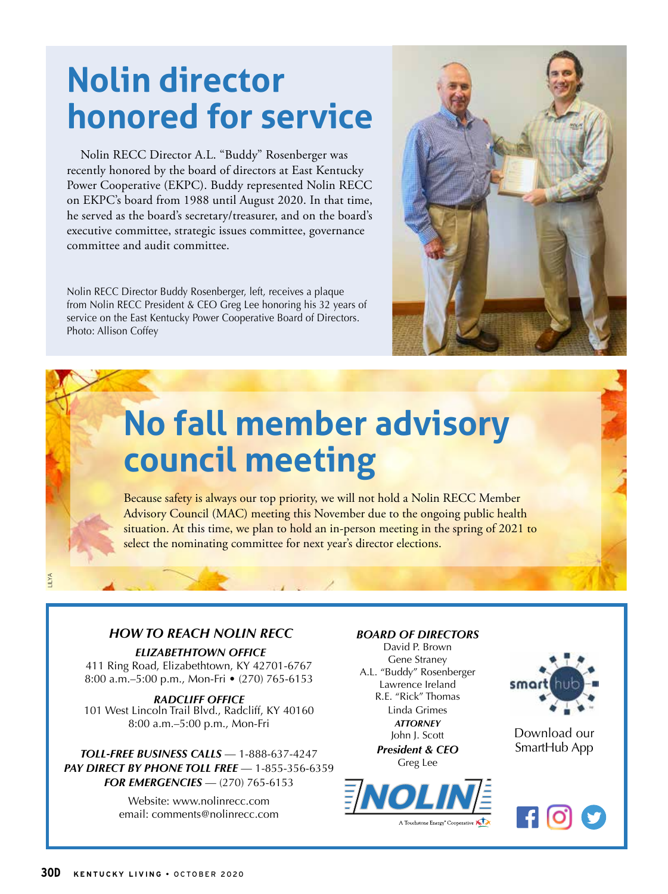# Nolin director honored for service

Nolin RECC Director A.L. "Buddy" Rosenberger was recently honored by the board of directors at East Kentucky Power Cooperative (EKPC). Buddy represented Nolin RECC on EKPC's board from 1988 until August 2020. In that time, he served as the board's secretary/treasurer, and on the board's executive committee, strategic issues committee, governance committee and audit committee.

Nolin RECC Director Buddy Rosenberger, left, receives a plaque from Nolin RECC President & CEO Greg Lee honoring his 32 years of service on the East Kentucky Power Cooperative Board of Directors. Photo: Allison Coffey

# No fall member advisory council meeting

Because safety is always our top priority, we will not hold a Nolin RECC Member Advisory Council (MAC) meeting this November due to the ongoing public health situation. At this time, we plan to hold an in-person meeting in the spring of 2021 to select the nominating committee for next year's director elections.

LILYA

### *HOW TO REACH NOLIN RECC*

***ELIZABETHTOWN OFFICE***
411 Ring Road, Elizabethtown, KY 42701-6767
8:00 a.m.–5:00 p.m., Mon-Fri • (270) 765-6153

***RADCLIFF OFFICE***
101 West Lincoln Trail Blvd., Radcliff, KY 40160
8:00 a.m.–5:00 p.m., Mon-Fri

***TOLL-FREE BUSINESS CALLS*** — 1-888-637-4247
***PAY DIRECT BY PHONE TOLL FREE*** — 1-855-356-6359
***FOR EMERGENCIES*** — (270) 765-6153

Website: www.nolinrecc.com
email: comments@nolinrecc.com

### *BOARD OF DIRECTORS*

David P. Brown
Gene Straney
A.L. "Buddy" Rosenberger
Lawrence Ireland
R.E. "Rick" Thomas
Linda Grimes

***ATTORNEY***
John J. Scott

***President & CEO***
Greg Lee

NOLIN
A Touchstone Energy® Cooperative

smart hub

Download our SmartHub App